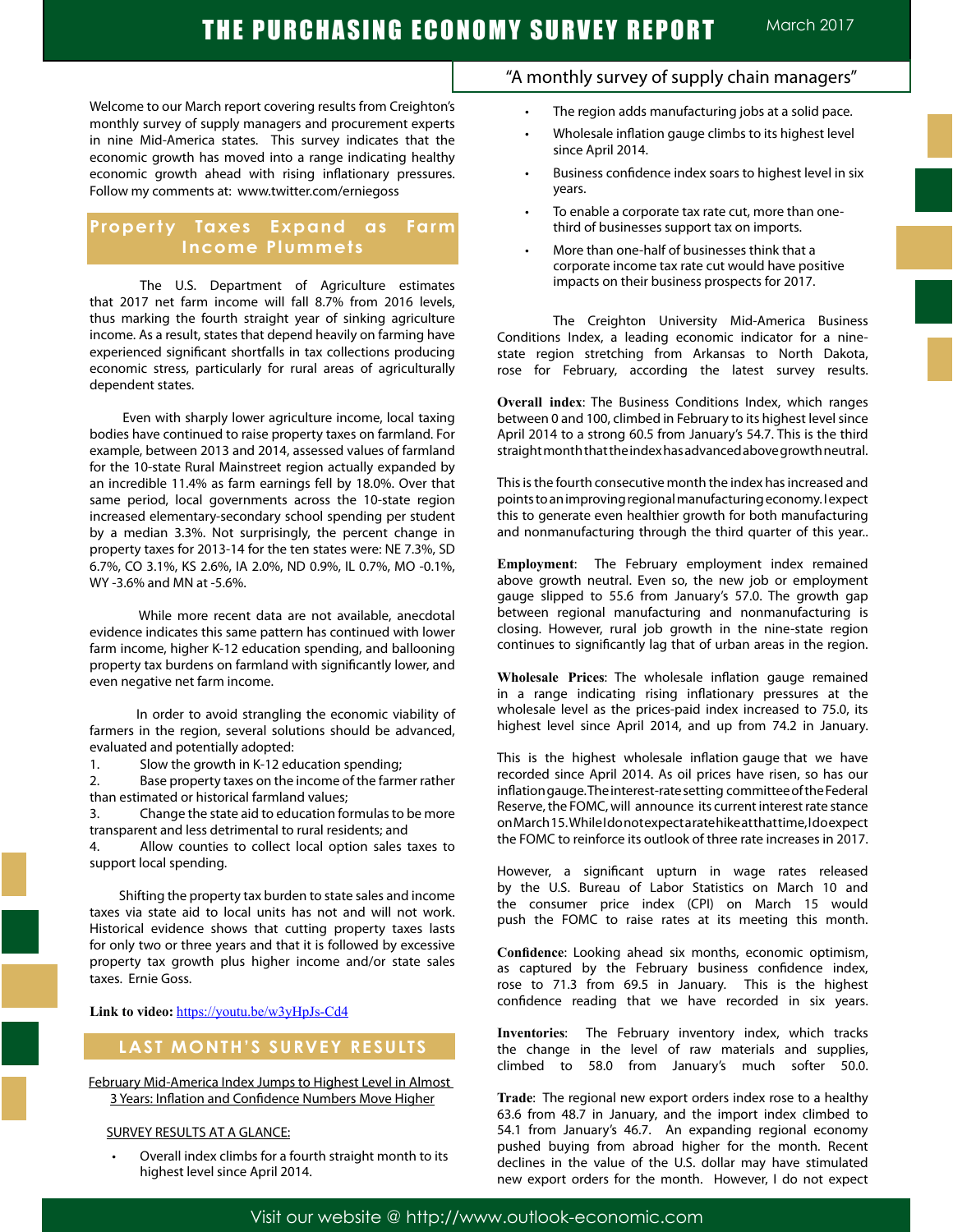# THE PURCHASING ECONOMY SURVEY REPORT

March 2017

"A monthly survey of supply chain managers"

Welcome to our March report covering results from Creighton's monthly survey of supply managers and procurement experts in nine Mid-America states. This survey indicates that the economic growth has moved into a range indicating healthy economic growth ahead with rising inflationary pressures. Follow my comments at: www.twitter.com/erniegoss

## Property Taxes Expand as Farm Income Plummets

The U.S. Department of Agriculture estimates that 2017 net farm income will fall 8.7% from 2016 levels, thus marking the fourth straight year of sinking agriculture income. As a result, states that depend heavily on farming have experienced significant shortfalls in tax collections producing economic stress, particularly for rural areas of agriculturally dependent states.

Even with sharply lower agriculture income, local taxing bodies have continued to raise property taxes on farmland. For example, between 2013 and 2014, assessed values of farmland for the 10-state Rural Mainstreet region actually expanded by an incredible 11.4% as farm earnings fell by 18.0%. Over that same period, local governments across the 10-state region increased elementary-secondary school spending per student by a median 3.3%. Not surprisingly, the percent change in property taxes for 2013-14 for the ten states were: NE 7.3%, SD 6.7%, CO 3.1%, KS 2.6%, IA 2.0%, ND 0.9%, IL 0.7%, MO -0.1%, WY -3.6% and MN at -5.6%.

While more recent data are not available, anecdotal evidence indicates this same pattern has continued with lower farm income, higher K-12 education spending, and ballooning property tax burdens on farmland with significantly lower, and even negative net farm income.

In order to avoid strangling the economic viability of farmers in the region, several solutions should be advanced, evaluated and potentially adopted:

1. Slow the growth in K-12 education spending;
2. Base property taxes on the income of the farmer rather than estimated or historical farmland values;
3. Change the state aid to education formulas to be more transparent and less detrimental to rural residents; and
4. Allow counties to collect local option sales taxes to support local spending.

Shifting the property tax burden to state sales and income taxes via state aid to local units has not and will not work. Historical evidence shows that cutting property taxes lasts for only two or three years and that it is followed by excessive property tax growth plus higher income and/or state sales taxes. Ernie Goss.

**Link to video:** https://youtu.be/w3yHpJs-Cd4

## LAST MONTH'S SURVEY RESULTS

February Mid-America Index Jumps to Highest Level in Almost 3 Years: Inflation and Confidence Numbers Move Higher

SURVEY RESULTS AT A GLANCE:

- Overall index climbs for a fourth straight month to its highest level since April 2014.
- The region adds manufacturing jobs at a solid pace.
- Wholesale inflation gauge climbs to its highest level since April 2014.
- Business confidence index soars to highest level in six years.
- To enable a corporate tax rate cut, more than one-third of businesses support tax on imports.
- More than one-half of businesses think that a corporate income tax rate cut would have positive impacts on their business prospects for 2017.

The Creighton University Mid-America Business Conditions Index, a leading economic indicator for a nine-state region stretching from Arkansas to North Dakota, rose for February, according the latest survey results.

**Overall index**: The Business Conditions Index, which ranges between 0 and 100, climbed in February to its highest level since April 2014 to a strong 60.5 from January's 54.7. This is the third straight month that the index has advanced above growth neutral.

This is the fourth consecutive month the index has increased and points to an improving regional manufacturing economy. I expect this to generate even healthier growth for both manufacturing and nonmanufacturing through the third quarter of this year..

**Employment**: The February employment index remained above growth neutral. Even so, the new job or employment gauge slipped to 55.6 from January's 57.0. The growth gap between regional manufacturing and nonmanufacturing is closing. However, rural job growth in the nine-state region continues to significantly lag that of urban areas in the region.

**Wholesale Prices**: The wholesale inflation gauge remained in a range indicating rising inflationary pressures at the wholesale level as the prices-paid index increased to 75.0, its highest level since April 2014, and up from 74.2 in January.

This is the highest wholesale inflation gauge that we have recorded since April 2014. As oil prices have risen, so has our inflation gauge. The interest-rate setting committee of the Federal Reserve, the FOMC, will announce its current interest rate stance on March 15. While I do not expect a rate hike at that time, I do expect the FOMC to reinforce its outlook of three rate increases in 2017.

However, a significant upturn in wage rates released by the U.S. Bureau of Labor Statistics on March 10 and the consumer price index (CPI) on March 15 would push the FOMC to raise rates at its meeting this month.

**Confidence**: Looking ahead six months, economic optimism, as captured by the February business confidence index, rose to 71.3 from 69.5 in January. This is the highest confidence reading that we have recorded in six years.

**Inventories**: The February inventory index, which tracks the change in the level of raw materials and supplies, climbed to 58.0 from January's much softer 50.0.

**Trade**: The regional new export orders index rose to a healthy 63.6 from 48.7 in January, and the import index climbed to 54.1 from January's 46.7. An expanding regional economy pushed buying from abroad higher for the month. Recent declines in the value of the U.S. dollar may have stimulated new export orders for the month. However, I do not expect

Visit our website @ http://www.outlook-economic.com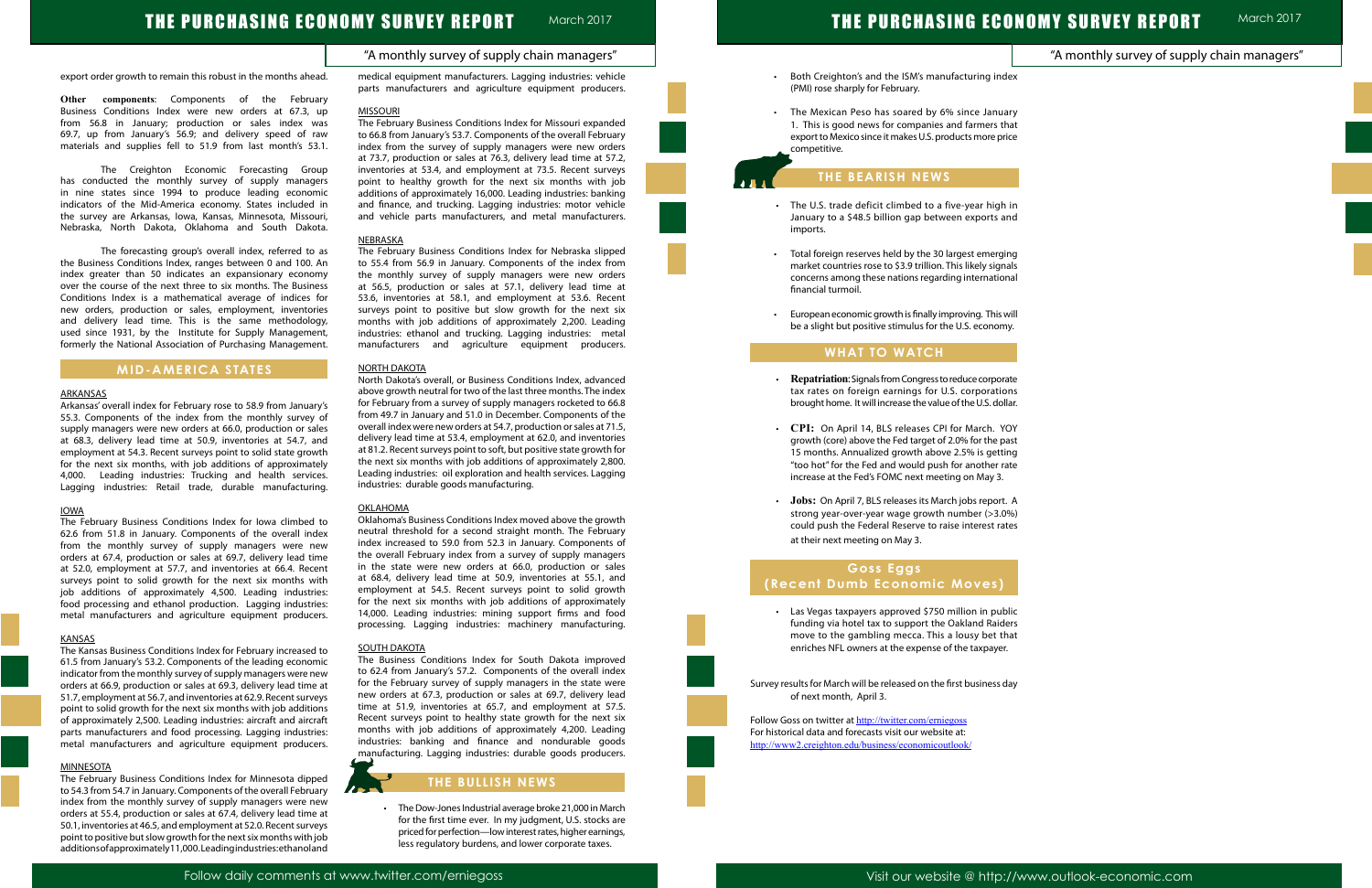export order growth to remain this robust in the months ahead.

**Other components**: Components of the February Business Conditions Index were new orders at 67.3, up from 56.8 in January; production or sales index was 69.7, up from January's 56.9; and delivery speed of raw materials and supplies fell to 51.9 from last month's 53.1.

The Creighton Economic Forecasting Group has conducted the monthly survey of supply managers in nine states since 1994 to produce leading economic indicators of the Mid-America economy. States included in the survey are Arkansas, Iowa, Kansas, Minnesota, Missouri, Nebraska, North Dakota, Oklahoma and South Dakota.

The forecasting group's overall index, referred to as the Business Conditions Index, ranges between 0 and 100. An index greater than 50 indicates an expansionary economy over the course of the next three to six months. The Business Conditions Index is a mathematical average of indices for new orders, production or sales, employment, inventories and delivery lead time. This is the same methodology, used since 1931, by the Institute for Supply Management, formerly the National Association of Purchasing Management.

## MID-AMERICA STATES

### ARKANSAS

Arkansas' overall index for February rose to 58.9 from January's 55.3. Components of the index from the monthly survey of supply managers were new orders at 66.0, production or sales at 68.3, delivery lead time at 50.9, inventories at 54.7, and employment at 54.3. Recent surveys point to solid state growth for the next six months, with job additions of approximately 4,000. Leading industries: Trucking and health services. Lagging industries: Retail trade, durable manufacturing.

### IOWA

The February Business Conditions Index for Iowa climbed to 62.6 from 51.8 in January. Components of the overall index from the monthly survey of supply managers were new orders at 67.4, production or sales at 69.7, delivery lead time at 52.0, employment at 57.7, and inventories at 66.4. Recent surveys point to solid growth for the next six months with job additions of approximately 4,500. Leading industries: food processing and ethanol production. Lagging industries: metal manufacturers and agriculture equipment producers.

### KANSAS

The Kansas Business Conditions Index for February increased to 61.5 from January's 53.2. Components of the leading economic indicator from the monthly survey of supply managers were new orders at 66.9, production or sales at 69.3, delivery lead time at 51.7, employment at 57.2, and inventories at 62.9. Recent surveys point to solid growth for the next six months with job additions of approximately 2,500. Leading industries: aircraft and aircraft parts manufacturers and food processing. Lagging industries: metal manufacturers and agriculture equipment producers.

### MINNESOTA

The February Business Conditions Index for Minnesota dipped to 54.3 from 54.7 in January. Components of the overall February index from the monthly survey of supply managers were new orders at 55.4, production or sales at 67.4, delivery lead time at 50.1, inventories at 46.5, and employment at 52.0. Recent surveys point to positive but slow growth for the next six months with job additions of approximately 11,000. Leading industries: ethanol and medical equipment manufacturers. Lagging industries: vehicle parts manufacturers and agriculture equipment producers.

### MISSOURI

The February Business Conditions Index for Missouri expanded to 66.8 from January's 53.7. Components of the overall February index from the survey of supply managers were new orders at 73.7, production or sales at 76.3, delivery lead time at 57.2, inventories at 53.4, and employment at 73.5. Recent surveys point to healthy growth for the next six months with job additions of approximately 16,000. Leading industries: banking and finance, and trucking. Lagging industries: motor vehicle and vehicle parts manufacturers, and metal manufacturers.

### NEBRASKA

The February Business Conditions Index for Nebraska slipped to 55.4 from 56.9 in January. Components of the index from the monthly survey of supply managers were new orders at 56.5, production or sales at 57.1, delivery lead time at 53.6, inventories at 58.1, and employment at 53.6. Recent surveys point to positive but slow growth for the next six months with job additions of approximately 2,200. Leading industries: ethanol and trucking. Lagging industries: metal manufacturers and agriculture equipment producers.

### NORTH DAKOTA

North Dakota's overall, or Business Conditions Index, advanced above growth neutral for two of the last three months. The index for February from a survey of supply managers rocketed to 66.8 from 49.7 in January and 51.0 in December. Components of the overall index were new orders at 54.7, production or sales at 71.5, delivery lead time at 53.4, employment at 62.0, and inventories at 81.2. Recent surveys point to soft, but positive state growth for the next six months with job additions of approximately 2,800. Leading industries: oil exploration and health services. Lagging industries: durable goods manufacturing.

### OKLAHOMA

Oklahoma's Business Conditions Index moved above the growth neutral threshold for a second straight month. The February index increased to 59.0 from 52.3 in January. Components of the overall February index from a survey of supply managers in the state were new orders at 66.0, production or sales at 68.4, delivery lead time at 50.9, inventories at 55.1, and employment at 54.5. Recent surveys point to solid growth for the next six months with job additions of approximately 14,000. Leading industries: mining support firms and food processing. Lagging industries: machinery manufacturing.

### SOUTH DAKOTA

The Business Conditions Index for South Dakota improved to 62.4 from January's 57.2. Components of the overall index for the February survey of supply managers in the state were new orders at 67.3, production or sales at 69.7, delivery lead time at 51.9, inventories at 65.7, and employment at 57.5. Recent surveys point to healthy state growth for the next six months with job additions of approximately 4,200. Leading industries: banking and finance and nondurable goods manufacturing. Lagging industries: durable goods producers.

## THE BULLISH NEWS

- The Dow-Jones Industrial average broke 21,000 in March for the first time ever. In my judgment, U.S. stocks are priced for perfection—low interest rates, higher earnings, less regulatory burdens, and lower corporate taxes.
- Both Creighton's and the ISM's manufacturing index (PMI) rose sharply for February.
- The Mexican Peso has soared by 6% since January 1. This is good news for companies and farmers that export to Mexico since it makes U.S. products more price competitive.

## THE BEARISH NEWS

- The U.S. trade deficit climbed to a five-year high in January to a $48.5 billion gap between exports and imports.
- Total foreign reserves held by the 30 largest emerging market countries rose to $3.9 trillion. This likely signals concerns among these nations regarding international financial turmoil.
- European economic growth is finally improving. This will be a slight but positive stimulus for the U.S. economy.

## WHAT TO WATCH

- **Repatriation**: Signals from Congress to reduce corporate tax rates on foreign earnings for U.S. corporations brought home. It will increase the value of the U.S. dollar.
- **CPI:** On April 14, BLS releases CPI for March. YOY growth (core) above the Fed target of 2.0% for the past 15 months. Annualized growth above 2.5% is getting "too hot" for the Fed and would push for another rate increase at the Fed's FOMC next meeting on May 3.
- **Jobs:** On April 7, BLS releases its March jobs report. A strong year-over-year wage growth number (>3.0%) could push the Federal Reserve to raise interest rates at their next meeting on May 3.

## Goss Eggs (Recent Dumb Economic Moves)

- Las Vegas taxpayers approved $750 million in public funding via hotel tax to support the Oakland Raiders move to the gambling mecca. This a lousy bet that enriches NFL owners at the expense of the taxpayer.

Survey results for March will be released on the first business day of next month, April 3.

Follow Goss on twitter at http://twitter.com/erniegoss
For historical data and forecasts visit our website at:
http://www2.creighton.edu/business/economicoutlook/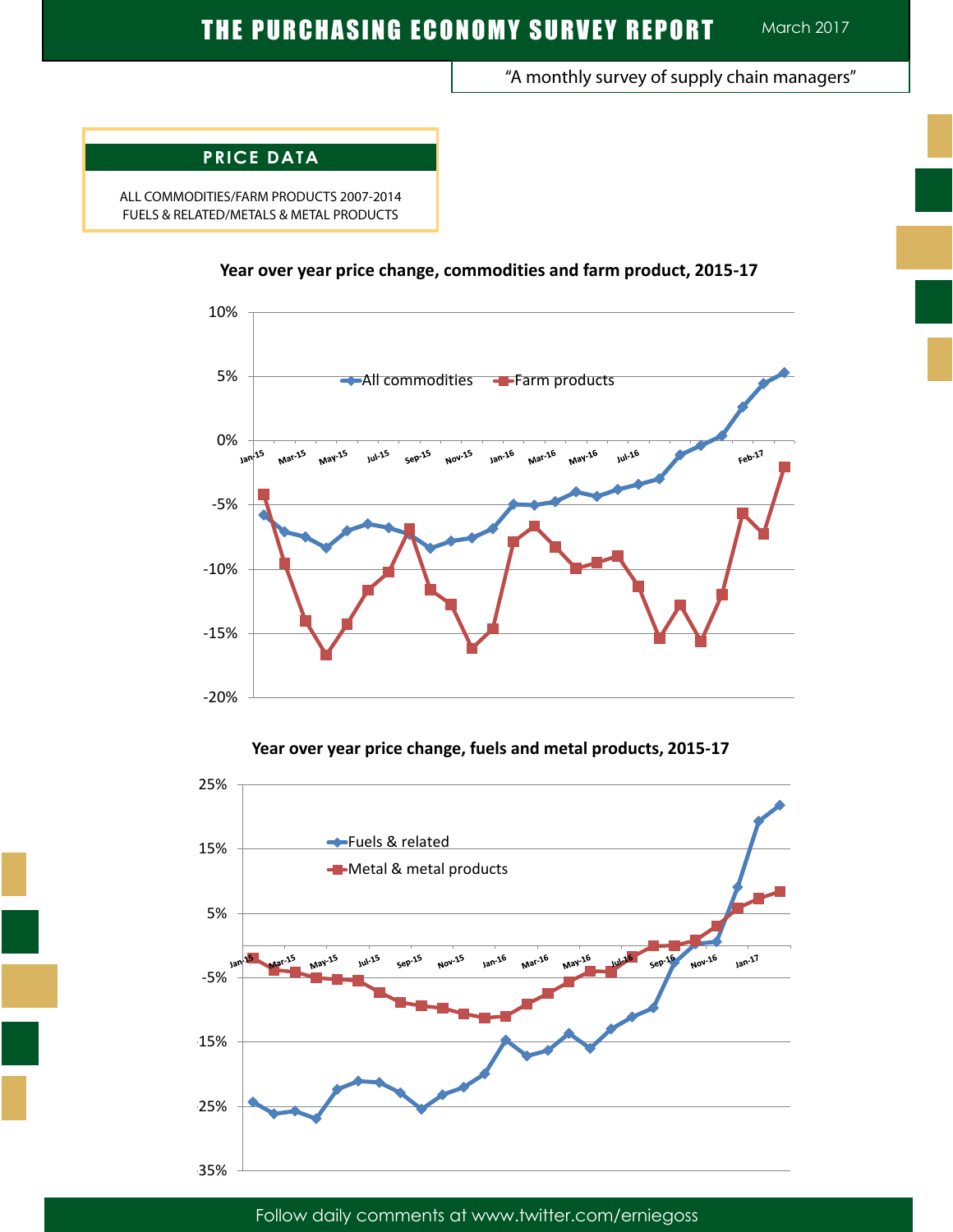# THE PURCHASING ECONOMY SURVEY REPORT

March 2017

"A monthly survey of supply chain managers"

## PRICE DATA

ALL COMMODITIES/FARM PRODUCTS 2007-2014
FUELS & RELATED/METALS & METAL PRODUCTS

**Year over year price change, commodities and farm product, 2015-17**

10%
5%
0%
-5%
-10%
-15%
-20%

Jan-15
Mar-15
May-15
Jul-15
Sep-15
Nov-15
Jan-16
Mar-16
May-16
Jul-16
Feb-17

All commodities
Farm products

**Year over year price change, fuels and metal products, 2015-17**

25%
15%
5%
-5%
-15%
25%
35%

Jan-15
Mar-15
May-15
Jul-15
Sep-15
Nov-15
Jan-16
Mar-16
May-16
Jul-16
Sep-16
Nov-16
Jan-17

Fuels & related
Metal & metal products

Follow daily comments at www.twitter.com/erniegoss